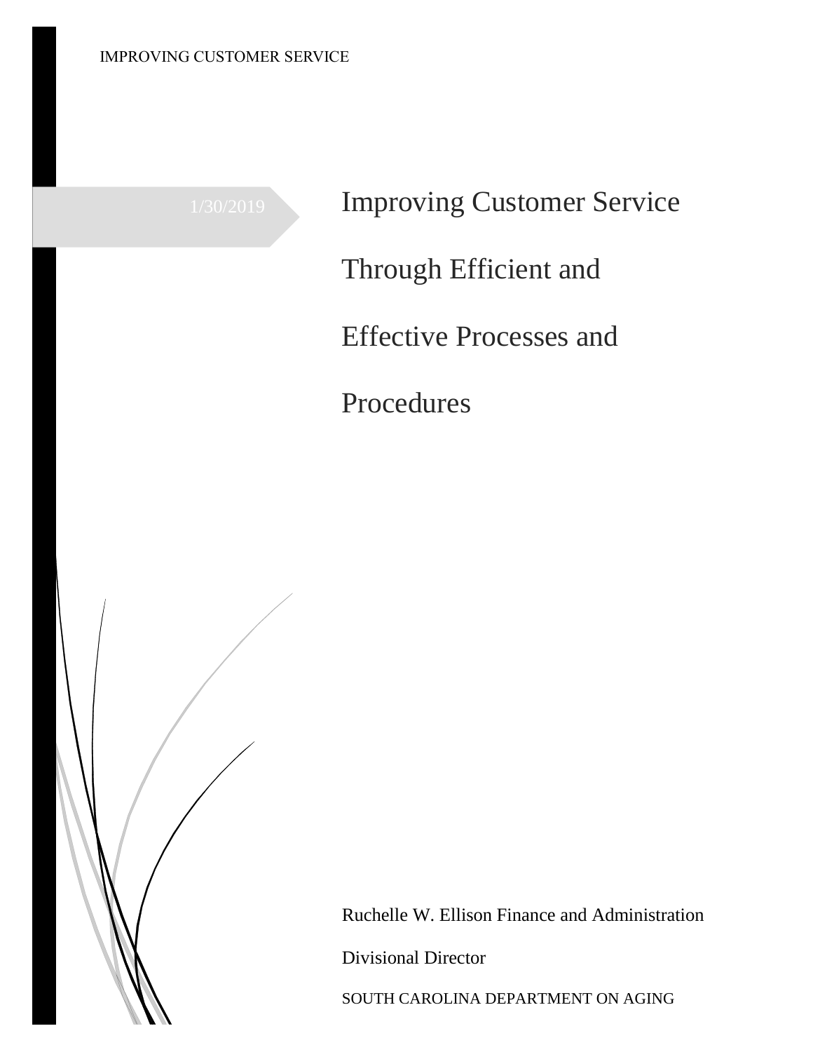1/30/2019

# Improving Customer Service Through Efficient and Effective Processes and Procedures

Ruchelle W. Ellison Finance and Administration

Divisional Director

SOUTH CAROLINA DEPARTMENT ON AGING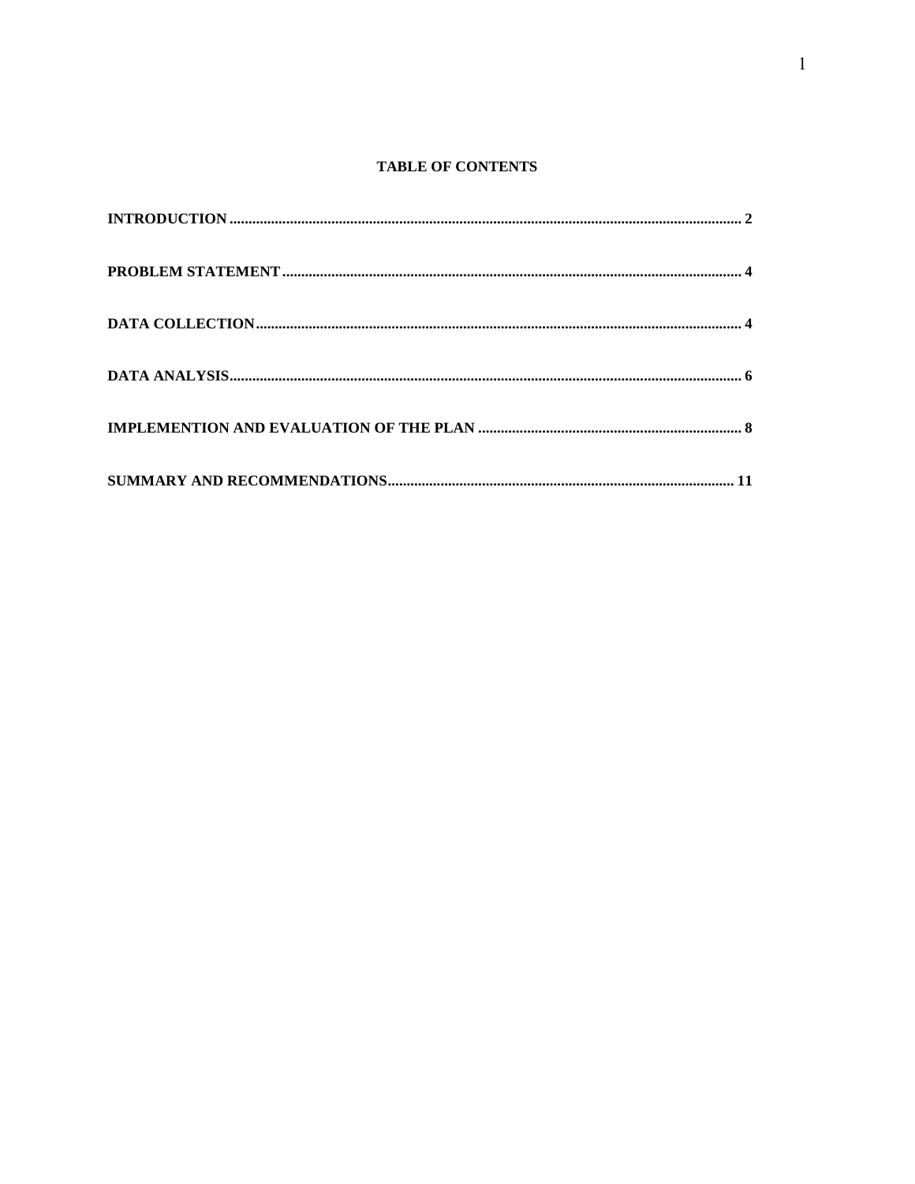**TABLE OF CONTENTS**

**INTRODUCTION** ........ **2**

**PROBLEM STATEMENT** ........ **4**

**DATA COLLECTION** ........ **4**

**DATA ANALYSIS** ........ **6**

**IMPLEMENTION AND EVALUATION OF THE PLAN** ........ **8**

**SUMMARY AND RECOMMENDATIONS** ........ **11**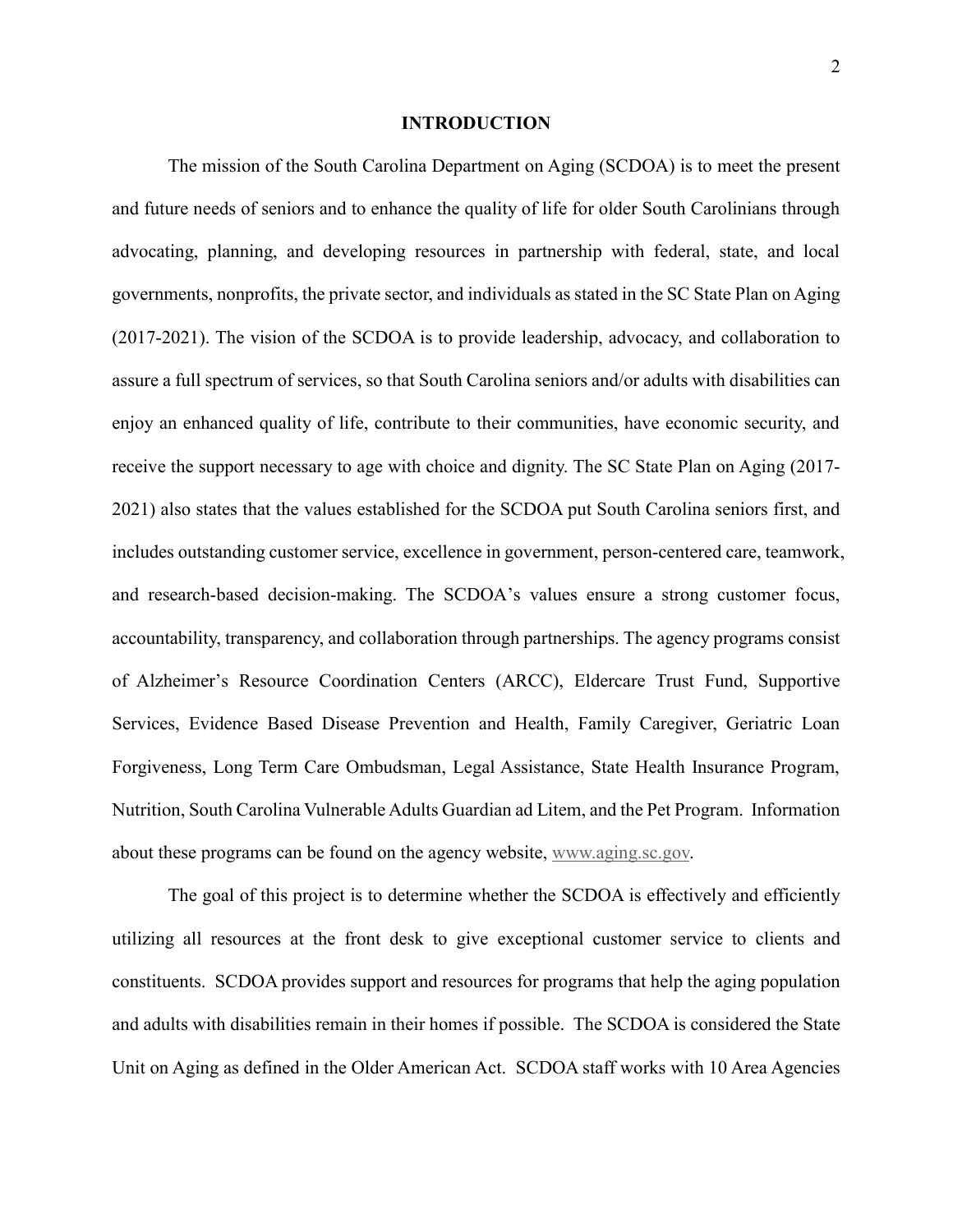# INTRODUCTION

The mission of the South Carolina Department on Aging (SCDOA) is to meet the present and future needs of seniors and to enhance the quality of life for older South Carolinians through advocating, planning, and developing resources in partnership with federal, state, and local governments, nonprofits, the private sector, and individuals as stated in the SC State Plan on Aging (2017-2021). The vision of the SCDOA is to provide leadership, advocacy, and collaboration to assure a full spectrum of services, so that South Carolina seniors and/or adults with disabilities can enjoy an enhanced quality of life, contribute to their communities, have economic security, and receive the support necessary to age with choice and dignity. The SC State Plan on Aging (2017-2021) also states that the values established for the SCDOA put South Carolina seniors first, and includes outstanding customer service, excellence in government, person-centered care, teamwork, and research-based decision-making. The SCDOA's values ensure a strong customer focus, accountability, transparency, and collaboration through partnerships. The agency programs consist of Alzheimer's Resource Coordination Centers (ARCC), Eldercare Trust Fund, Supportive Services, Evidence Based Disease Prevention and Health, Family Caregiver, Geriatric Loan Forgiveness, Long Term Care Ombudsman, Legal Assistance, State Health Insurance Program, Nutrition, South Carolina Vulnerable Adults Guardian ad Litem, and the Pet Program. Information about these programs can be found on the agency website, www.aging.sc.gov.

The goal of this project is to determine whether the SCDOA is effectively and efficiently utilizing all resources at the front desk to give exceptional customer service to clients and constituents. SCDOA provides support and resources for programs that help the aging population and adults with disabilities remain in their homes if possible. The SCDOA is considered the State Unit on Aging as defined in the Older American Act. SCDOA staff works with 10 Area Agencies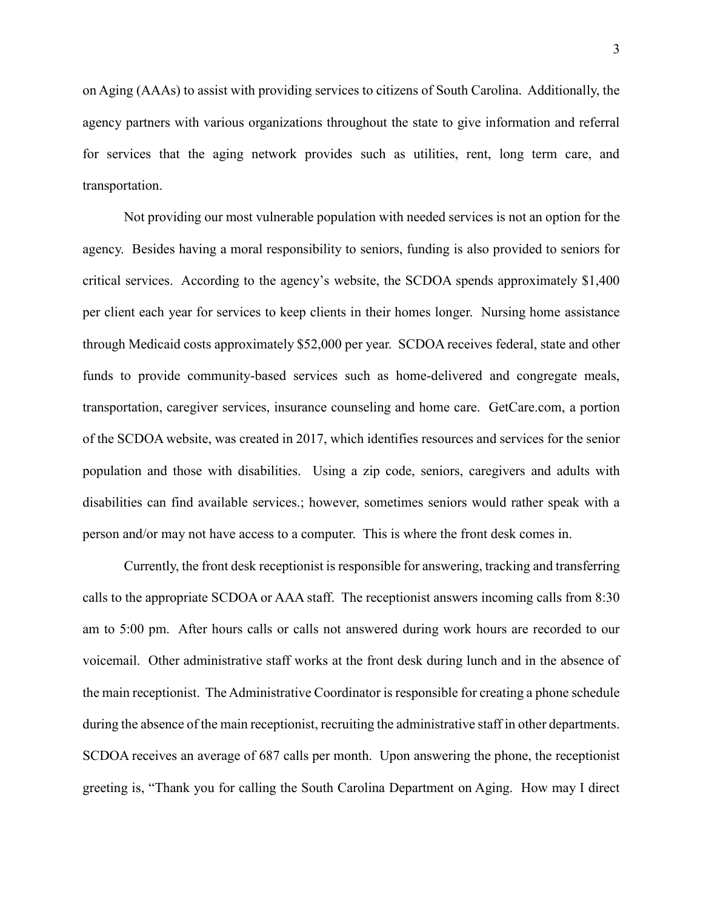on Aging (AAAs) to assist with providing services to citizens of South Carolina. Additionally, the agency partners with various organizations throughout the state to give information and referral for services that the aging network provides such as utilities, rent, long term care, and transportation.

Not providing our most vulnerable population with needed services is not an option for the agency. Besides having a moral responsibility to seniors, funding is also provided to seniors for critical services. According to the agency's website, the SCDOA spends approximately $1,400 per client each year for services to keep clients in their homes longer. Nursing home assistance through Medicaid costs approximately $52,000 per year. SCDOA receives federal, state and other funds to provide community-based services such as home-delivered and congregate meals, transportation, caregiver services, insurance counseling and home care. GetCare.com, a portion of the SCDOA website, was created in 2017, which identifies resources and services for the senior population and those with disabilities. Using a zip code, seniors, caregivers and adults with disabilities can find available services.; however, sometimes seniors would rather speak with a person and/or may not have access to a computer. This is where the front desk comes in.

Currently, the front desk receptionist is responsible for answering, tracking and transferring calls to the appropriate SCDOA or AAA staff. The receptionist answers incoming calls from 8:30 am to 5:00 pm. After hours calls or calls not answered during work hours are recorded to our voicemail. Other administrative staff works at the front desk during lunch and in the absence of the main receptionist. The Administrative Coordinator is responsible for creating a phone schedule during the absence of the main receptionist, recruiting the administrative staff in other departments. SCDOA receives an average of 687 calls per month. Upon answering the phone, the receptionist greeting is, "Thank you for calling the South Carolina Department on Aging. How may I direct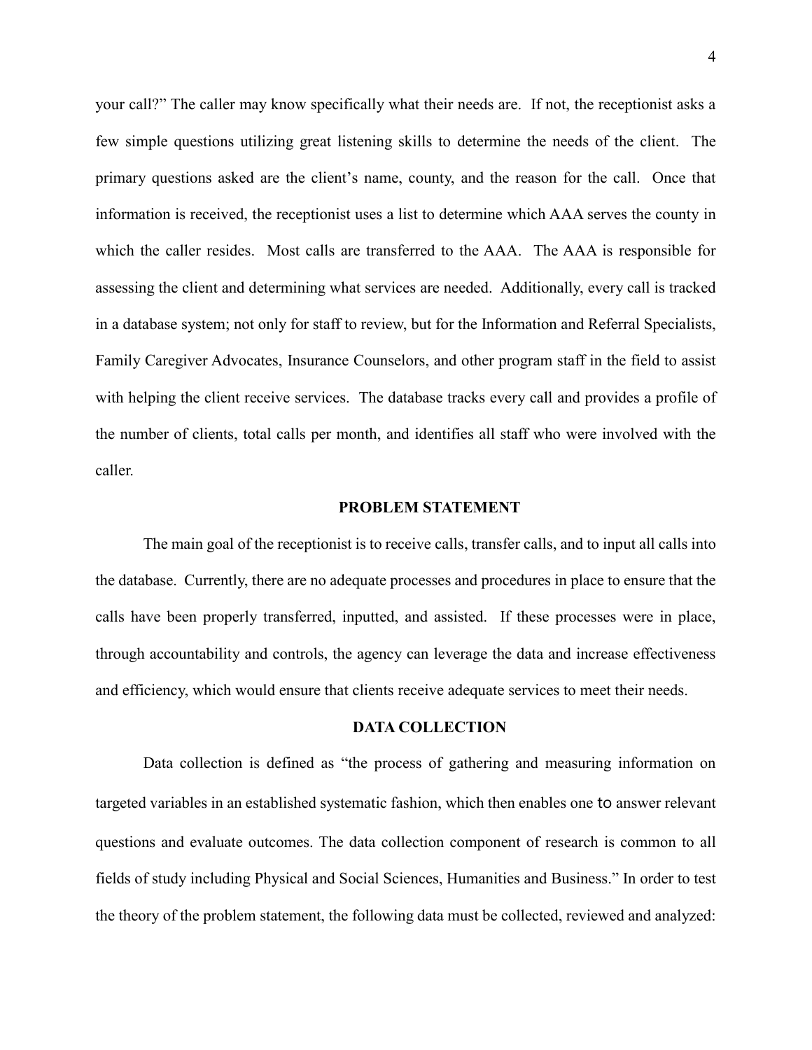your call?" The caller may know specifically what their needs are. If not, the receptionist asks a few simple questions utilizing great listening skills to determine the needs of the client. The primary questions asked are the client's name, county, and the reason for the call. Once that information is received, the receptionist uses a list to determine which AAA serves the county in which the caller resides. Most calls are transferred to the AAA. The AAA is responsible for assessing the client and determining what services are needed. Additionally, every call is tracked in a database system; not only for staff to review, but for the Information and Referral Specialists, Family Caregiver Advocates, Insurance Counselors, and other program staff in the field to assist with helping the client receive services. The database tracks every call and provides a profile of the number of clients, total calls per month, and identifies all staff who were involved with the caller.

## PROBLEM STATEMENT

The main goal of the receptionist is to receive calls, transfer calls, and to input all calls into the database. Currently, there are no adequate processes and procedures in place to ensure that the calls have been properly transferred, inputted, and assisted. If these processes were in place, through accountability and controls, the agency can leverage the data and increase effectiveness and efficiency, which would ensure that clients receive adequate services to meet their needs.

## DATA COLLECTION

Data collection is defined as "the process of gathering and measuring information on targeted variables in an established systematic fashion, which then enables one to answer relevant questions and evaluate outcomes. The data collection component of research is common to all fields of study including Physical and Social Sciences, Humanities and Business." In order to test the theory of the problem statement, the following data must be collected, reviewed and analyzed: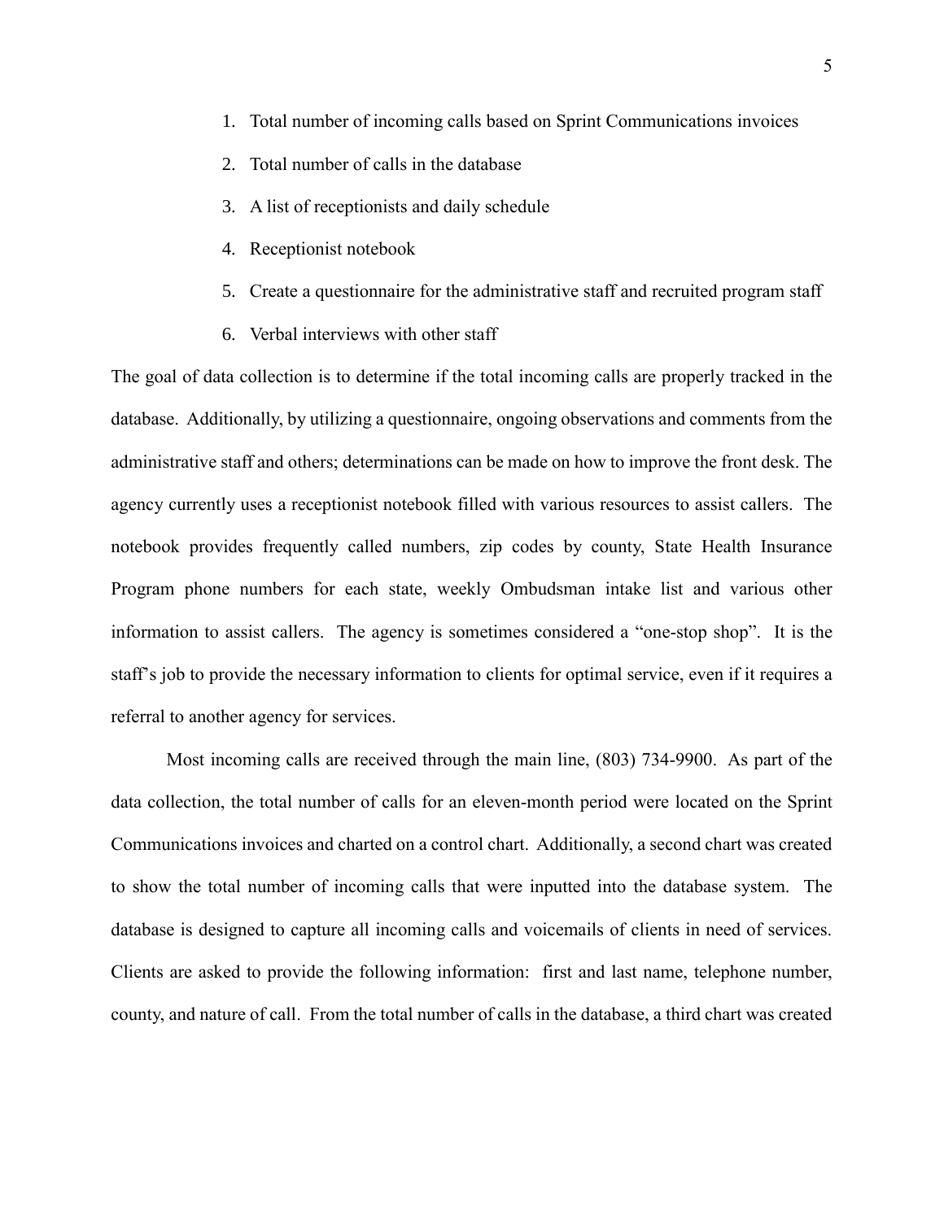1. Total number of incoming calls based on Sprint Communications invoices
2. Total number of calls in the database
3. A list of receptionists and daily schedule
4. Receptionist notebook
5. Create a questionnaire for the administrative staff and recruited program staff
6. Verbal interviews with other staff

The goal of data collection is to determine if the total incoming calls are properly tracked in the database. Additionally, by utilizing a questionnaire, ongoing observations and comments from the administrative staff and others; determinations can be made on how to improve the front desk. The agency currently uses a receptionist notebook filled with various resources to assist callers. The notebook provides frequently called numbers, zip codes by county, State Health Insurance Program phone numbers for each state, weekly Ombudsman intake list and various other information to assist callers. The agency is sometimes considered a "one-stop shop". It is the staff's job to provide the necessary information to clients for optimal service, even if it requires a referral to another agency for services.

Most incoming calls are received through the main line, (803) 734-9900. As part of the data collection, the total number of calls for an eleven-month period were located on the Sprint Communications invoices and charted on a control chart. Additionally, a second chart was created to show the total number of incoming calls that were inputted into the database system. The database is designed to capture all incoming calls and voicemails of clients in need of services. Clients are asked to provide the following information: first and last name, telephone number, county, and nature of call. From the total number of calls in the database, a third chart was created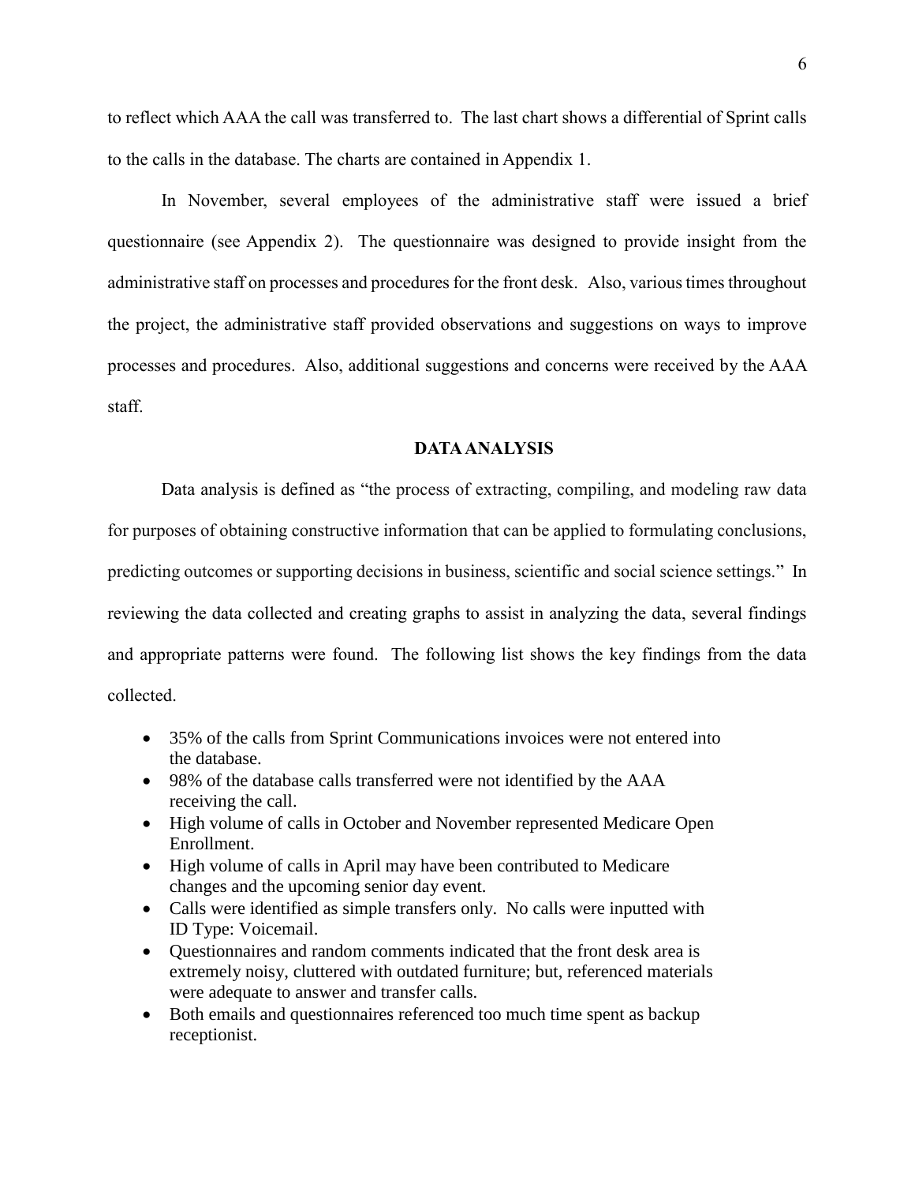to reflect which AAA the call was transferred to. The last chart shows a differential of Sprint calls to the calls in the database. The charts are contained in Appendix 1.

In November, several employees of the administrative staff were issued a brief questionnaire (see Appendix 2). The questionnaire was designed to provide insight from the administrative staff on processes and procedures for the front desk. Also, various times throughout the project, the administrative staff provided observations and suggestions on ways to improve processes and procedures. Also, additional suggestions and concerns were received by the AAA staff.

## DATA ANALYSIS

Data analysis is defined as "the process of extracting, compiling, and modeling raw data for purposes of obtaining constructive information that can be applied to formulating conclusions, predicting outcomes or supporting decisions in business, scientific and social science settings." In reviewing the data collected and creating graphs to assist in analyzing the data, several findings and appropriate patterns were found. The following list shows the key findings from the data collected.

- 35% of the calls from Sprint Communications invoices were not entered into the database.
- 98% of the database calls transferred were not identified by the AAA receiving the call.
- High volume of calls in October and November represented Medicare Open Enrollment.
- High volume of calls in April may have been contributed to Medicare changes and the upcoming senior day event.
- Calls were identified as simple transfers only. No calls were inputted with ID Type: Voicemail.
- Questionnaires and random comments indicated that the front desk area is extremely noisy, cluttered with outdated furniture; but, referenced materials were adequate to answer and transfer calls.
- Both emails and questionnaires referenced too much time spent as backup receptionist.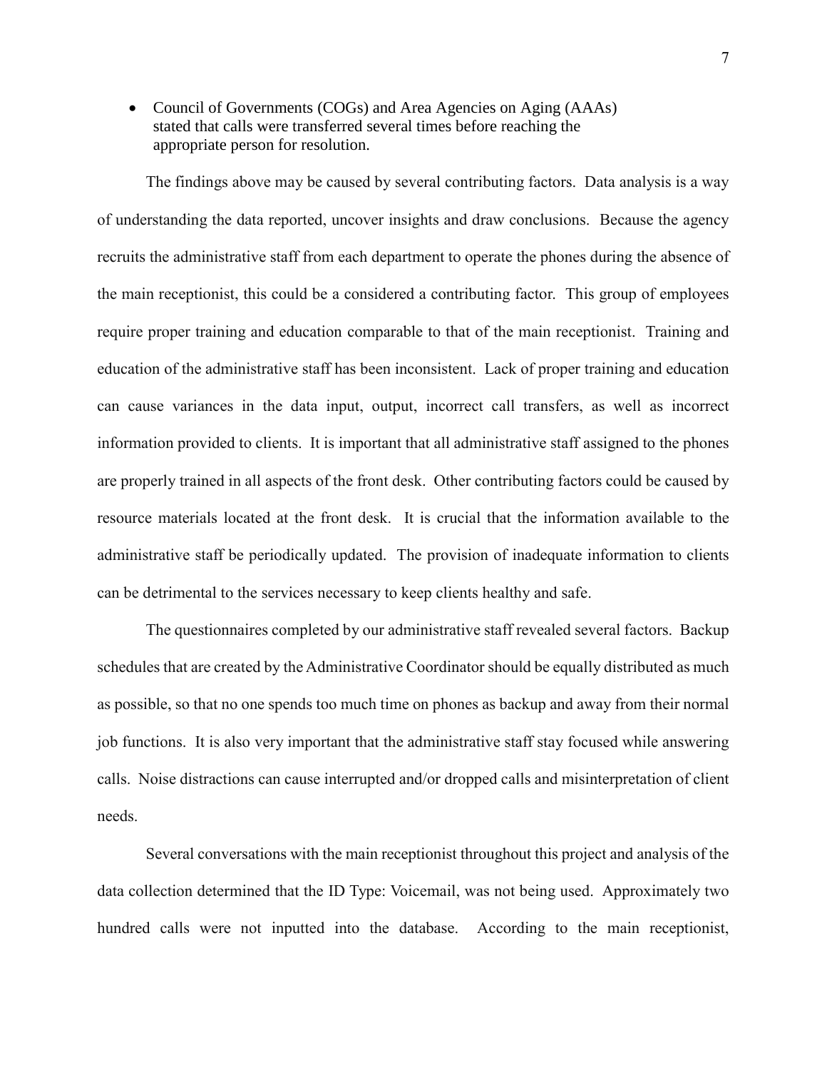- Council of Governments (COGs) and Area Agencies on Aging (AAAs) stated that calls were transferred several times before reaching the appropriate person for resolution.

The findings above may be caused by several contributing factors. Data analysis is a way of understanding the data reported, uncover insights and draw conclusions. Because the agency recruits the administrative staff from each department to operate the phones during the absence of the main receptionist, this could be a considered a contributing factor. This group of employees require proper training and education comparable to that of the main receptionist. Training and education of the administrative staff has been inconsistent. Lack of proper training and education can cause variances in the data input, output, incorrect call transfers, as well as incorrect information provided to clients. It is important that all administrative staff assigned to the phones are properly trained in all aspects of the front desk. Other contributing factors could be caused by resource materials located at the front desk. It is crucial that the information available to the administrative staff be periodically updated. The provision of inadequate information to clients can be detrimental to the services necessary to keep clients healthy and safe.

The questionnaires completed by our administrative staff revealed several factors. Backup schedules that are created by the Administrative Coordinator should be equally distributed as much as possible, so that no one spends too much time on phones as backup and away from their normal job functions. It is also very important that the administrative staff stay focused while answering calls. Noise distractions can cause interrupted and/or dropped calls and misinterpretation of client needs.

Several conversations with the main receptionist throughout this project and analysis of the data collection determined that the ID Type: Voicemail, was not being used. Approximately two hundred calls were not inputted into the database. According to the main receptionist,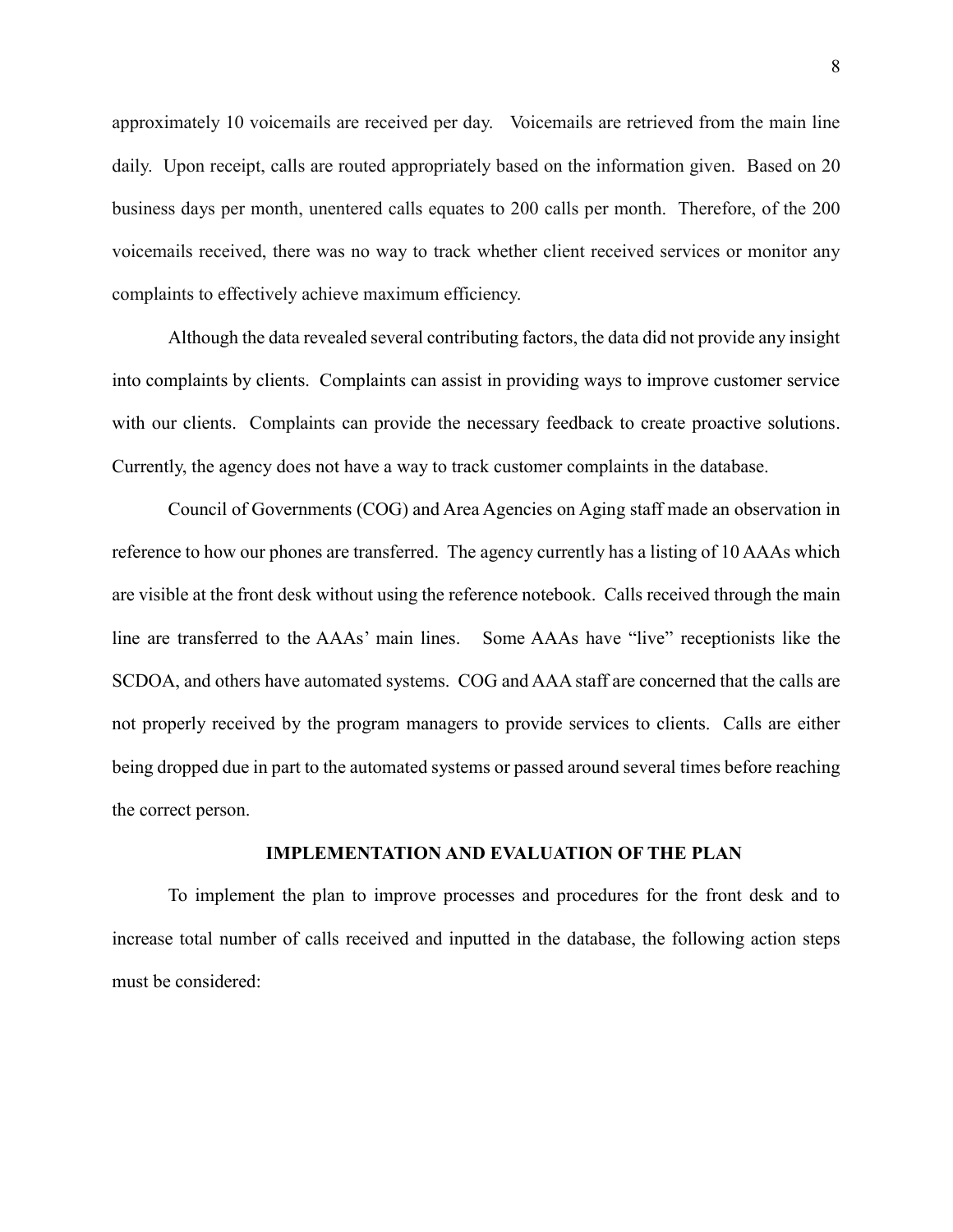approximately 10 voicemails are received per day. Voicemails are retrieved from the main line daily. Upon receipt, calls are routed appropriately based on the information given. Based on 20 business days per month, unentered calls equates to 200 calls per month. Therefore, of the 200 voicemails received, there was no way to track whether client received services or monitor any complaints to effectively achieve maximum efficiency.

Although the data revealed several contributing factors, the data did not provide any insight into complaints by clients. Complaints can assist in providing ways to improve customer service with our clients. Complaints can provide the necessary feedback to create proactive solutions. Currently, the agency does not have a way to track customer complaints in the database.

Council of Governments (COG) and Area Agencies on Aging staff made an observation in reference to how our phones are transferred. The agency currently has a listing of 10 AAAs which are visible at the front desk without using the reference notebook. Calls received through the main line are transferred to the AAAs' main lines. Some AAAs have "live" receptionists like the SCDOA, and others have automated systems. COG and AAA staff are concerned that the calls are not properly received by the program managers to provide services to clients. Calls are either being dropped due in part to the automated systems or passed around several times before reaching the correct person.

## IMPLEMENTATION AND EVALUATION OF THE PLAN

To implement the plan to improve processes and procedures for the front desk and to increase total number of calls received and inputted in the database, the following action steps must be considered: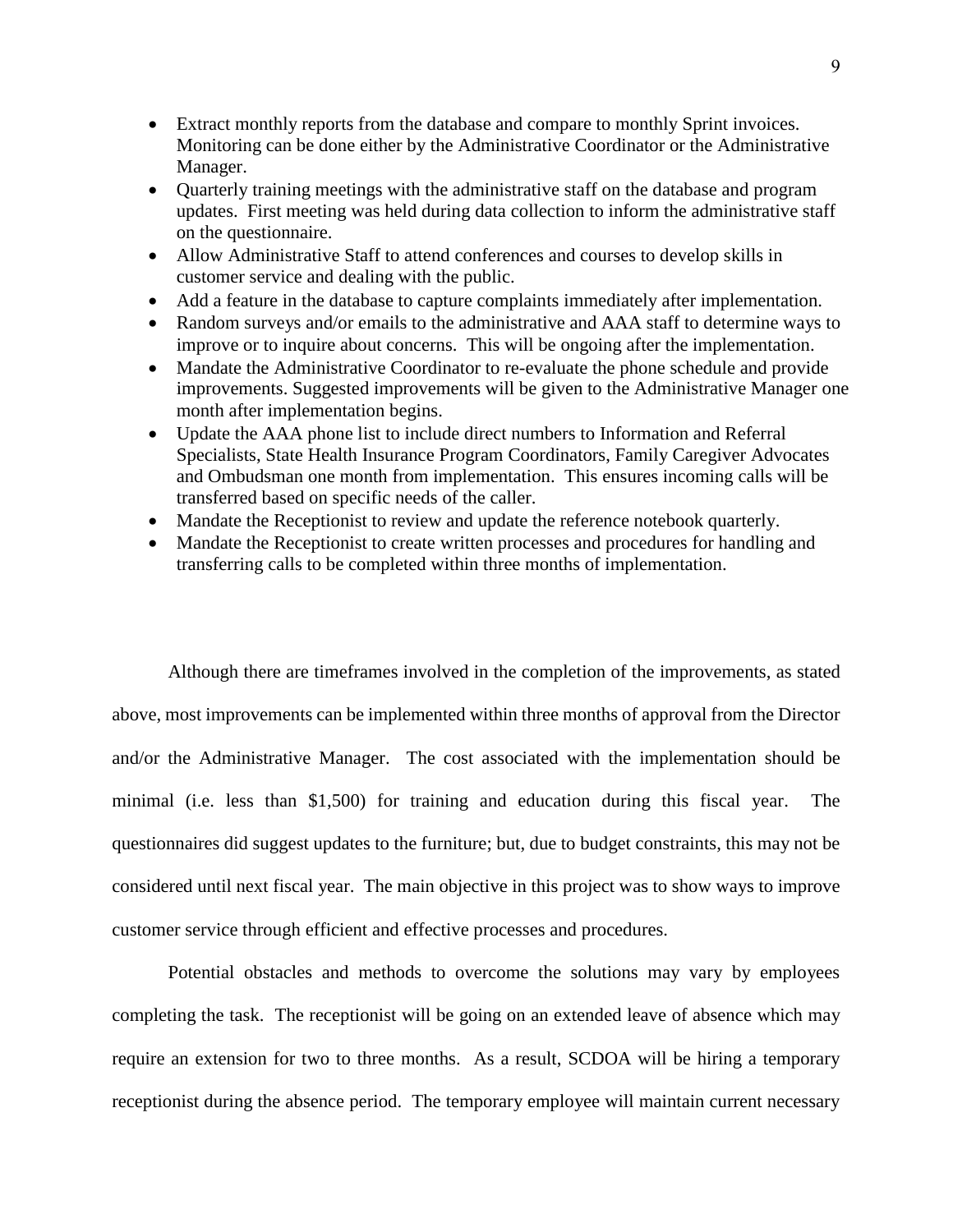- Extract monthly reports from the database and compare to monthly Sprint invoices. Monitoring can be done either by the Administrative Coordinator or the Administrative Manager.
- Quarterly training meetings with the administrative staff on the database and program updates. First meeting was held during data collection to inform the administrative staff on the questionnaire.
- Allow Administrative Staff to attend conferences and courses to develop skills in customer service and dealing with the public.
- Add a feature in the database to capture complaints immediately after implementation.
- Random surveys and/or emails to the administrative and AAA staff to determine ways to improve or to inquire about concerns. This will be ongoing after the implementation.
- Mandate the Administrative Coordinator to re-evaluate the phone schedule and provide improvements. Suggested improvements will be given to the Administrative Manager one month after implementation begins.
- Update the AAA phone list to include direct numbers to Information and Referral Specialists, State Health Insurance Program Coordinators, Family Caregiver Advocates and Ombudsman one month from implementation. This ensures incoming calls will be transferred based on specific needs of the caller.
- Mandate the Receptionist to review and update the reference notebook quarterly.
- Mandate the Receptionist to create written processes and procedures for handling and transferring calls to be completed within three months of implementation.

Although there are timeframes involved in the completion of the improvements, as stated above, most improvements can be implemented within three months of approval from the Director and/or the Administrative Manager. The cost associated with the implementation should be minimal (i.e. less than $1,500) for training and education during this fiscal year. The questionnaires did suggest updates to the furniture; but, due to budget constraints, this may not be considered until next fiscal year. The main objective in this project was to show ways to improve customer service through efficient and effective processes and procedures.

Potential obstacles and methods to overcome the solutions may vary by employees completing the task. The receptionist will be going on an extended leave of absence which may require an extension for two to three months. As a result, SCDOA will be hiring a temporary receptionist during the absence period. The temporary employee will maintain current necessary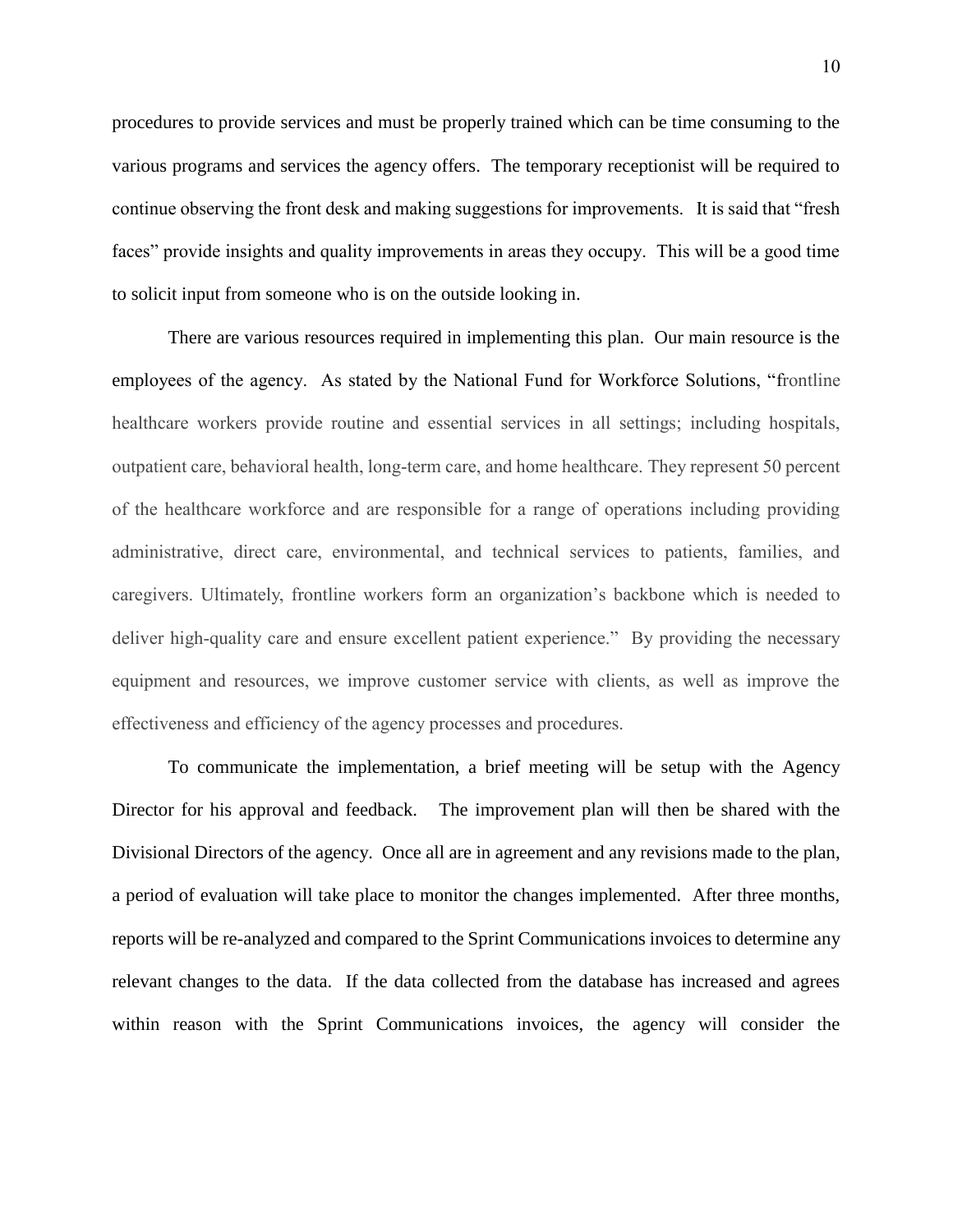procedures to provide services and must be properly trained which can be time consuming to the various programs and services the agency offers. The temporary receptionist will be required to continue observing the front desk and making suggestions for improvements. It is said that "fresh faces" provide insights and quality improvements in areas they occupy. This will be a good time to solicit input from someone who is on the outside looking in.

There are various resources required in implementing this plan. Our main resource is the employees of the agency. As stated by the National Fund for Workforce Solutions, "frontline healthcare workers provide routine and essential services in all settings; including hospitals, outpatient care, behavioral health, long-term care, and home healthcare. They represent 50 percent of the healthcare workforce and are responsible for a range of operations including providing administrative, direct care, environmental, and technical services to patients, families, and caregivers. Ultimately, frontline workers form an organization's backbone which is needed to deliver high-quality care and ensure excellent patient experience." By providing the necessary equipment and resources, we improve customer service with clients, as well as improve the effectiveness and efficiency of the agency processes and procedures.

To communicate the implementation, a brief meeting will be setup with the Agency Director for his approval and feedback. The improvement plan will then be shared with the Divisional Directors of the agency. Once all are in agreement and any revisions made to the plan, a period of evaluation will take place to monitor the changes implemented. After three months, reports will be re-analyzed and compared to the Sprint Communications invoices to determine any relevant changes to the data. If the data collected from the database has increased and agrees within reason with the Sprint Communications invoices, the agency will consider the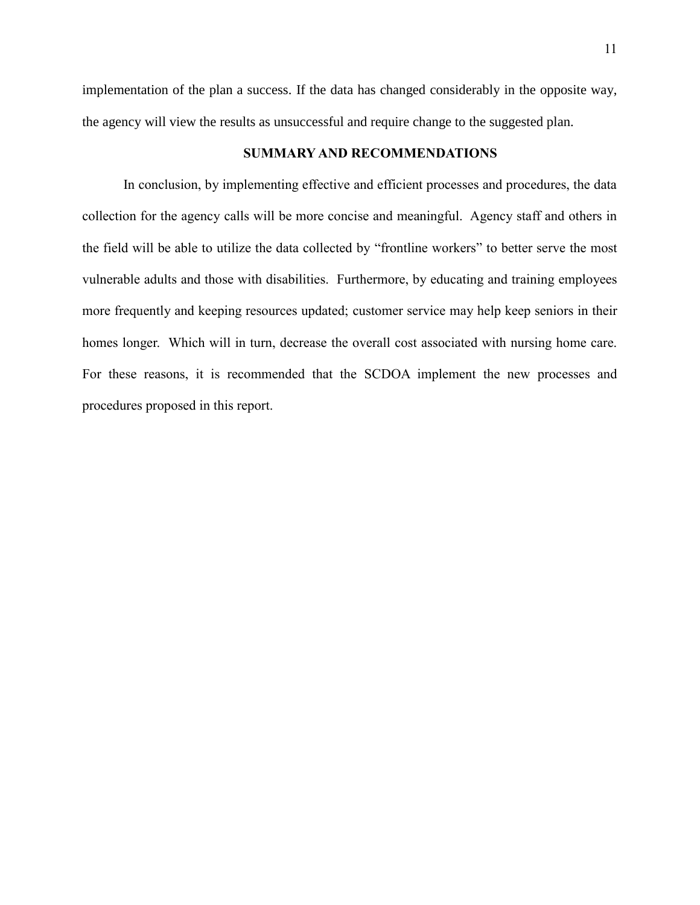implementation of the plan a success. If the data has changed considerably in the opposite way, the agency will view the results as unsuccessful and require change to the suggested plan.

## SUMMARY AND RECOMMENDATIONS

In conclusion, by implementing effective and efficient processes and procedures, the data collection for the agency calls will be more concise and meaningful. Agency staff and others in the field will be able to utilize the data collected by "frontline workers" to better serve the most vulnerable adults and those with disabilities. Furthermore, by educating and training employees more frequently and keeping resources updated; customer service may help keep seniors in their homes longer. Which will in turn, decrease the overall cost associated with nursing home care. For these reasons, it is recommended that the SCDOA implement the new processes and procedures proposed in this report.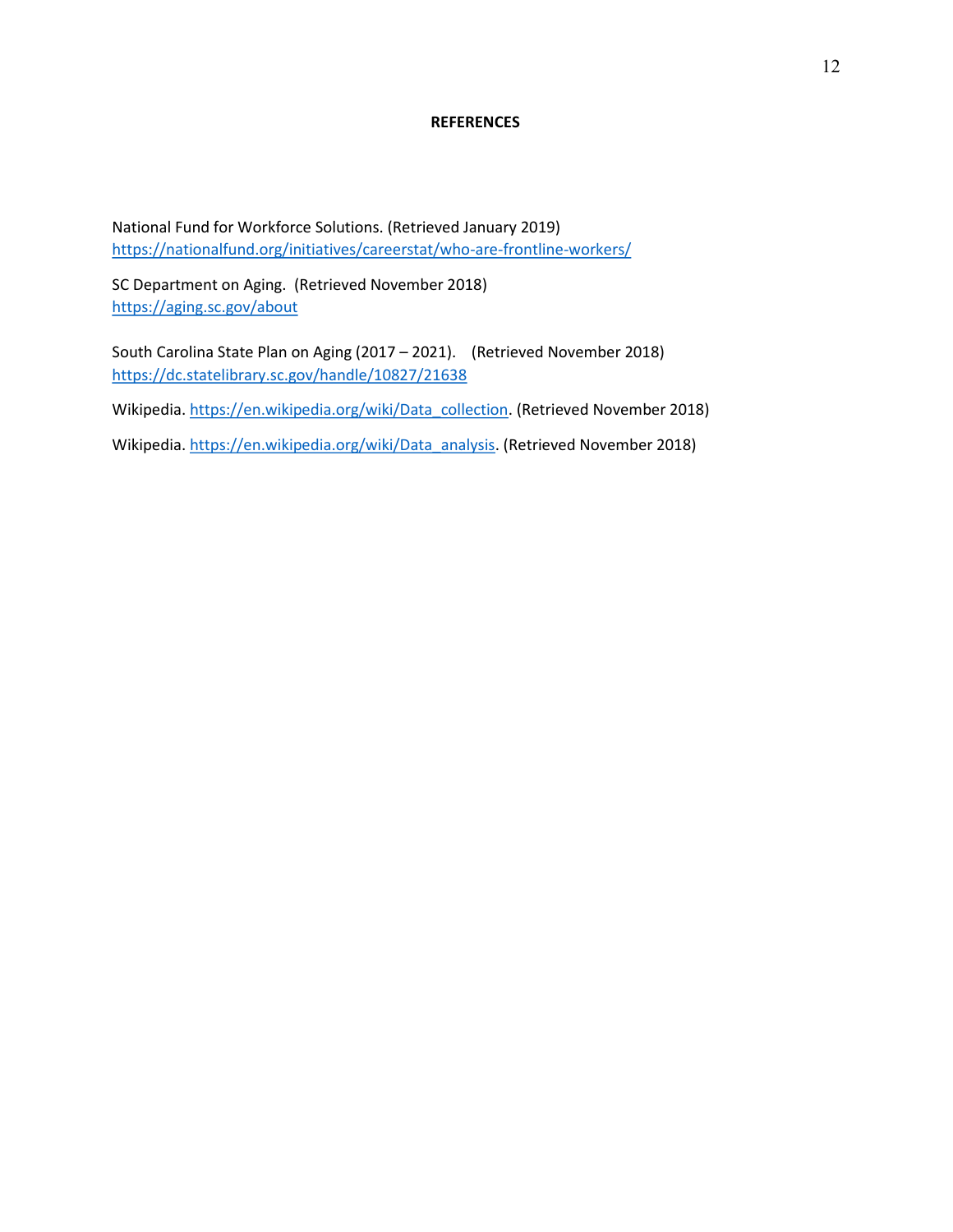## REFERENCES

National Fund for Workforce Solutions. (Retrieved January 2019)
https://nationalfund.org/initiatives/careerstat/who-are-frontline-workers/

SC Department on Aging. (Retrieved November 2018)
https://aging.sc.gov/about

South Carolina State Plan on Aging (2017 – 2021). (Retrieved November 2018)
https://dc.statelibrary.sc.gov/handle/10827/21638

Wikipedia. https://en.wikipedia.org/wiki/Data_collection. (Retrieved November 2018)

Wikipedia. https://en.wikipedia.org/wiki/Data_analysis. (Retrieved November 2018)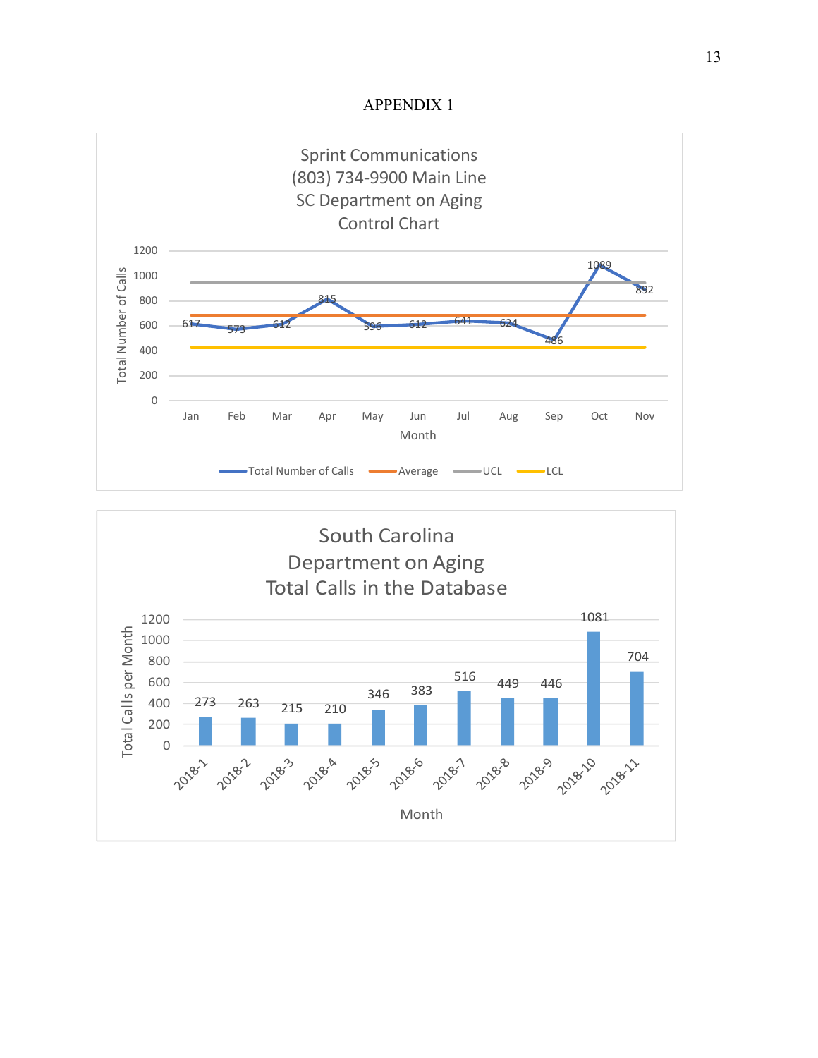# APPENDIX 1

**Sprint Communications (803) 734-9900 Main Line SC Department on Aging Control Chart**

| Month | Total Number of Calls |
|---|---|
| Jan | 617 |
| Feb | 573 |
| Mar | 612 |
| Apr | 815 |
| May | 596 |
| Jun | 612 |
| Jul | 641 |
| Aug | 624 |
| Sep | 486 |
| Oct | 1089 |
| Nov | 892 |

Legend: Total Number of Calls, Average, UCL, LCL

**South Carolina Department on Aging Total Calls in the Database**

| Month | Total Calls per Month |
|---|---|
| 2018-1 | 273 |
| 2018-2 | 263 |
| 2018-3 | 215 |
| 2018-4 | 210 |
| 2018-5 | 346 |
| 2018-6 | 383 |
| 2018-7 | 516 |
| 2018-8 | 449 |
| 2018-9 | 446 |
| 2018-10 | 1081 |
| 2018-11 | 704 |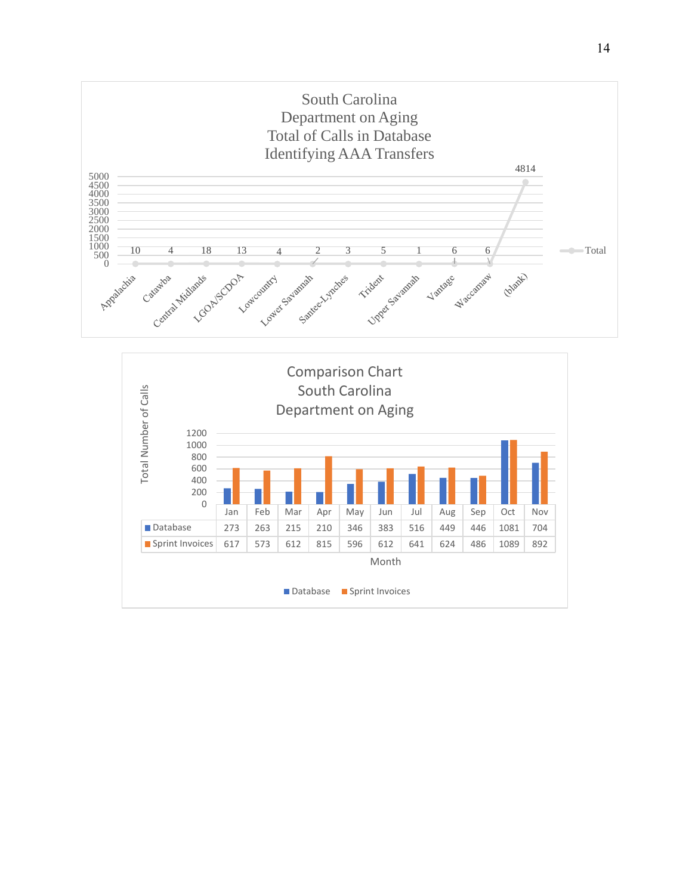South Carolina
Department on Aging
Total of Calls in Database
Identifying AAA Transfers

| | Total |
|---|---|
| Appalachia | 10 |
| Catawba | 4 |
| Central Midlands | 18 |
| LGOA/SCDOA | 13 |
| Lowcountry | 4 |
| Lower Savannah | 2 |
| Santee-Lynches | 3 |
| Trident | 5 |
| Upper Savannah | 1 |
| Vantage | 6 |
| Waccamaw | 6 |
| (blank) | 4814 |

Comparison Chart
South Carolina
Department on Aging

| Month | Jan | Feb | Mar | Apr | May | Jun | Jul | Aug | Sep | Oct | Nov |
|---|---|---|---|---|---|---|---|---|---|---|---|
| Database | 273 | 263 | 215 | 210 | 346 | 383 | 516 | 449 | 446 | 1081 | 704 |
| Sprint Invoices | 617 | 573 | 612 | 815 | 596 | 612 | 641 | 624 | 486 | 1089 | 892 |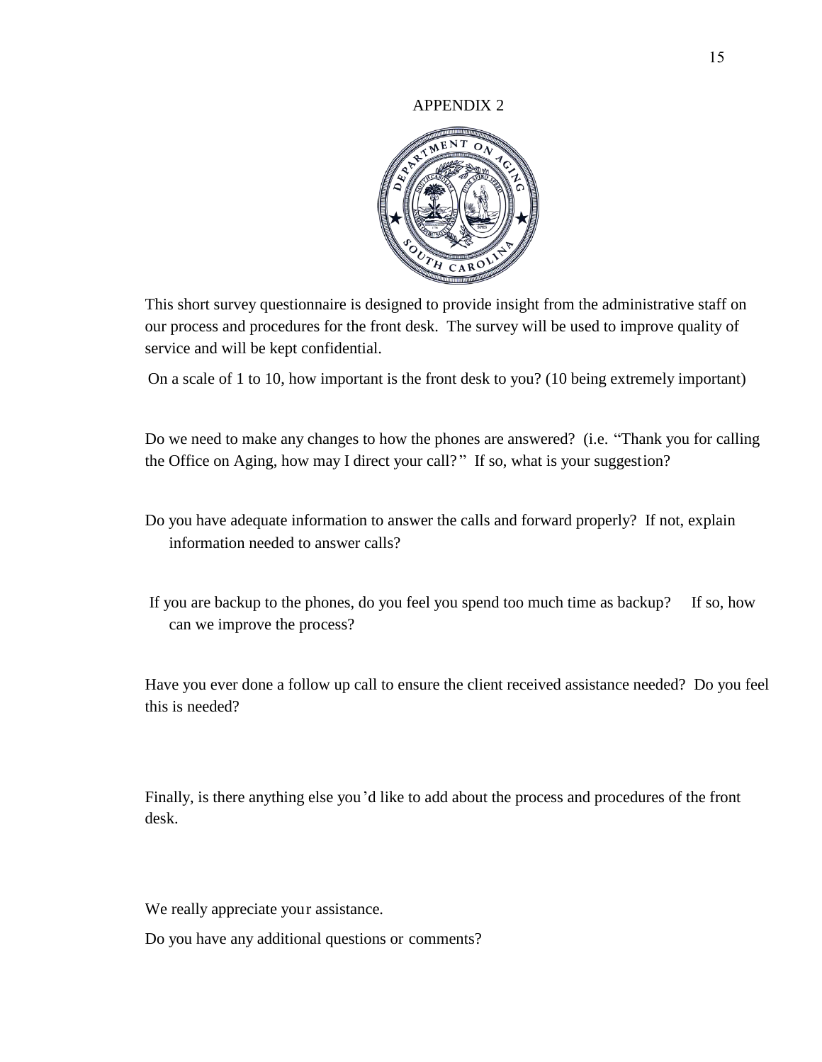# APPENDIX 2

This short survey questionnaire is designed to provide insight from the administrative staff on our process and procedures for the front desk. The survey will be used to improve quality of service and will be kept confidential.

On a scale of 1 to 10, how important is the front desk to you? (10 being extremely important)

Do we need to make any changes to how the phones are answered? (i.e. "Thank you for calling the Office on Aging, how may I direct your call?" If so, what is your suggestion?

Do you have adequate information to answer the calls and forward properly? If not, explain information needed to answer calls?

If you are backup to the phones, do you feel you spend too much time as backup? If so, how can we improve the process?

Have you ever done a follow up call to ensure the client received assistance needed? Do you feel this is needed?

Finally, is there anything else you'd like to add about the process and procedures of the front desk.

We really appreciate your assistance.

Do you have any additional questions or comments?